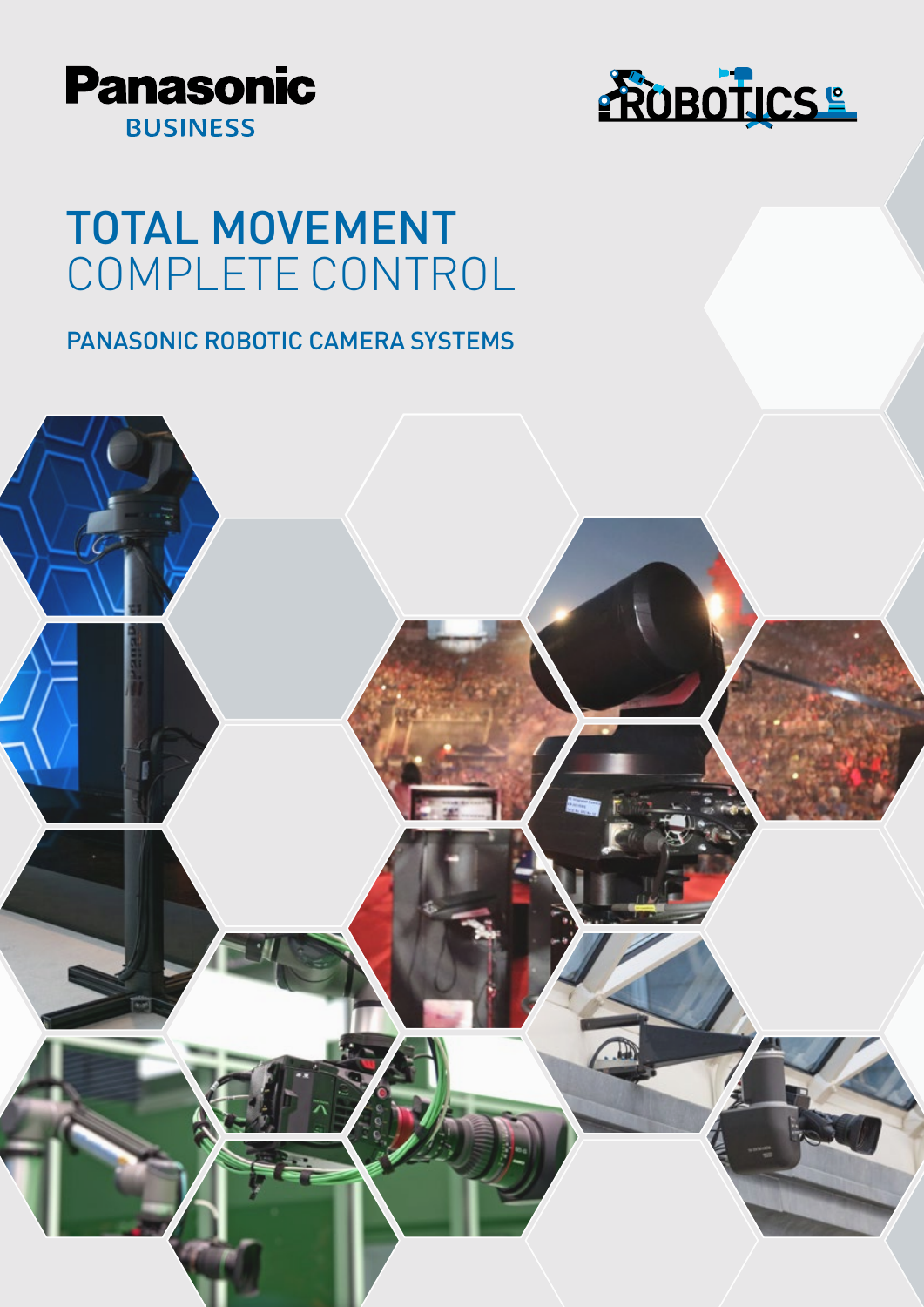Panasonic
BUSINESS

ROBOTICS

# TOTAL MOVEMENT
# COMPLETE CONTROL

## PANASONIC ROBOTIC CAMERA SYSTEMS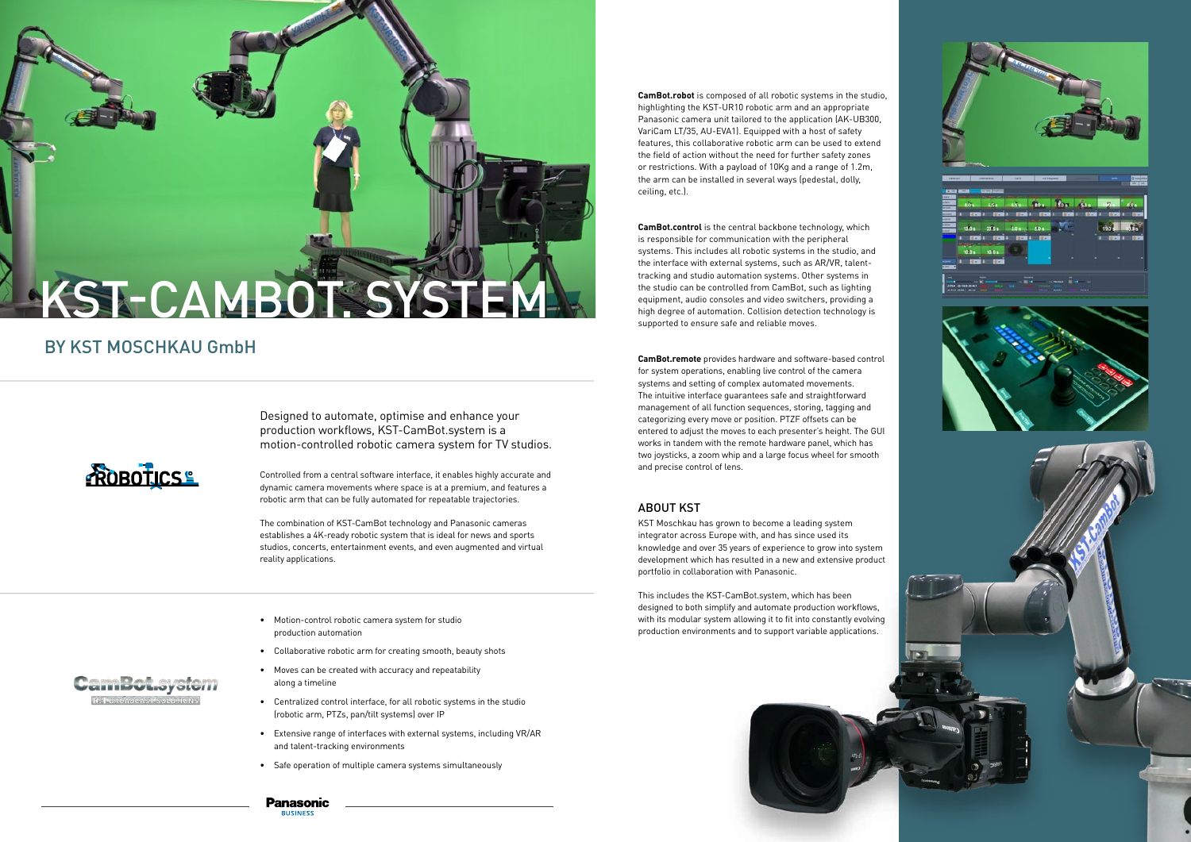# KST-CAMBOT.SYSTEM

## BY KST MOSCHKAU GmbH

Designed to automate, optimise and enhance your production workflows, KST-CamBot.system is a motion-controlled robotic camera system for TV studios.

Controlled from a central software interface, it enables highly accurate and dynamic camera movements where space is at a premium, and features a robotic arm that can be fully automated for repeatable trajectories.

The combination of KST-CamBot technology and Panasonic cameras establishes a 4K-ready robotic system that is ideal for news and sports studios, concerts, entertainment events, and even augmented and virtual reality applications.

- Motion-control robotic camera system for studio production automation
- Collaborative robotic arm for creating smooth, beauty shots
- Moves can be created with accuracy and repeatability along a timeline
- Centralized control interface, for all robotic systems in the studio (robotic arm, PTZs, pan/tilt systems) over IP
- Extensive range of interfaces with external systems, including VR/AR and talent-tracking environments
- Safe operation of multiple camera systems simultaneously

**CamBot.robot** is composed of all robotic systems in the studio, highlighting the KST-UR10 robotic arm and an appropriate Panasonic camera unit tailored to the application (AK-UB300, VariCam LT/35, AU-EVA1). Equipped with a host of safety features, this collaborative robotic arm can be used to extend the field of action without the need for further safety zones or restrictions. With a payload of 10Kg and a range of 1.2m, the arm can be installed in several ways (pedestal, dolly, ceiling, etc.).

**CamBot.control** is the central backbone technology, which is responsible for communication with the peripheral systems. This includes all robotic systems in the studio, and the interface with external systems, such as AR/VR, talent-tracking and studio automation systems. Other systems in the studio can be controlled from CamBot, such as lighting equipment, audio consoles and video switchers, providing a high degree of automation. Collision detection technology is supported to ensure safe and reliable moves.

**CamBot.remote** provides hardware and software-based control for system operations, enabling live control of the camera systems and setting of complex automated movements. The intuitive interface guarantees safe and straightforward management of all function sequences, storing, tagging and categorizing every move or position. PTZF offsets can be entered to adjust the moves to each presenter's height. The GUI works in tandem with the remote hardware panel, which has two joysticks, a zoom whip and a large focus wheel for smooth and precise control of lens.

## ABOUT KST

KST Moschkau has grown to become a leading system integrator across Europe with, and has since used its knowledge and over 35 years of experience to grow into system development which has resulted in a new and extensive product portfolio in collaboration with Panasonic.

This includes the KST-CamBot.system, which has been designed to both simplify and automate production workflows, with its modular system allowing it to fit into constantly evolving production environments and to support variable applications.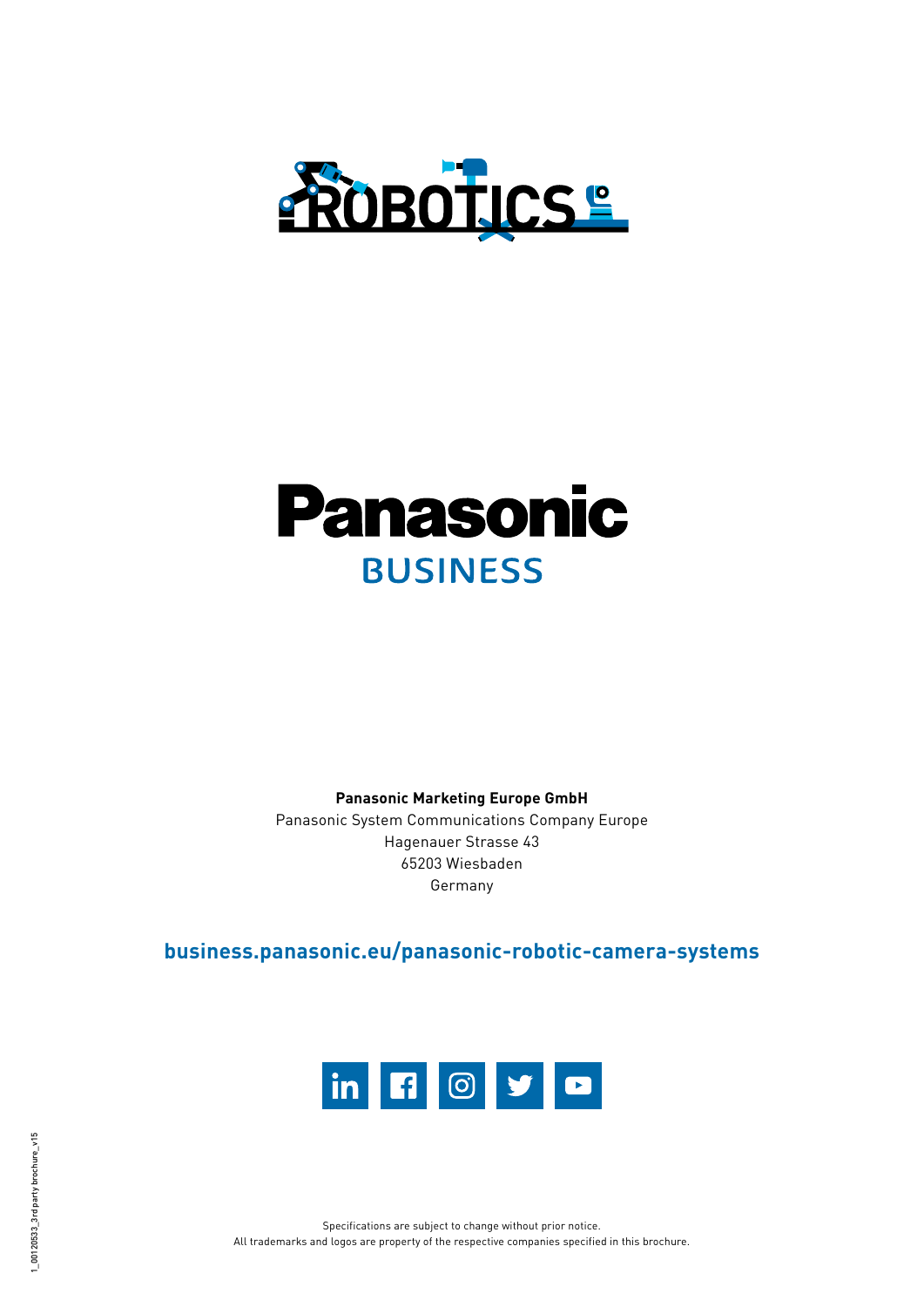ROBOTICS

Panasonic
BUSINESS

**Panasonic Marketing Europe GmbH**
Panasonic System Communications Company Europe
Hagenauer Strasse 43
65203 Wiesbaden
Germany

**business.panasonic.eu/panasonic-robotic-camera-systems**

1_00120533_3rd party brochure_v15

Specifications are subject to change without prior notice.
All trademarks and logos are property of the respective companies specified in this brochure.